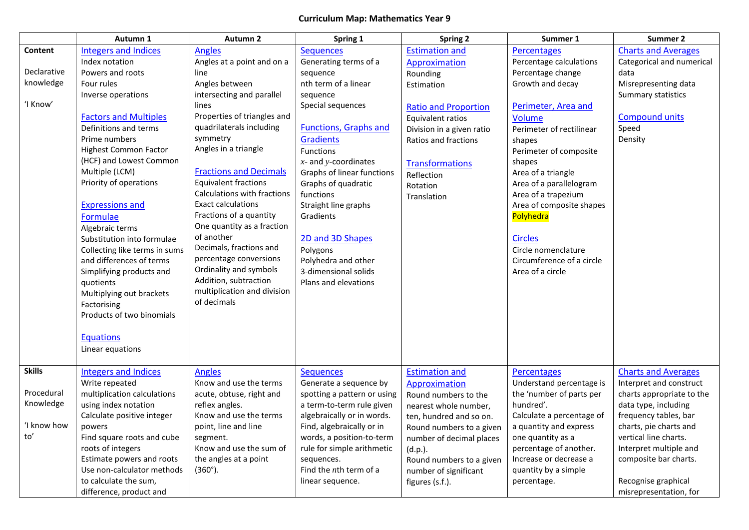# Curriculum Map: Mathematics Year 9

| | Autumn 1 | Autumn 2 | Spring 1 | Spring 2 | Summer 1 | Summer 2 |
|---|---|---|---|---|---|---|
| **Content**<br><br>Declarative knowledge<br><br>'I Know' | Integers and Indices<br>Index notation<br>Powers and roots<br>Four rules<br>Inverse operations<br><br>Factors and Multiples<br>Definitions and terms<br>Prime numbers<br>Highest Common Factor (HCF) and Lowest Common Multiple (LCM)<br>Priority of operations<br><br>Expressions and Formulae<br>Algebraic terms<br>Substitution into formulae<br>Collecting like terms in sums and differences of terms<br>Simplifying products and quotients<br>Multiplying out brackets<br>Factorising<br>Products of two binomials<br><br>Equations<br>Linear equations | Angles<br>Angles at a point and on a line<br>Angles between intersecting and parallel lines<br>Properties of triangles and quadrilaterals including symmetry<br>Angles in a triangle<br><br>Fractions and Decimals<br>Equivalent fractions<br>Calculations with fractions<br>Exact calculations<br>Fractions of a quantity<br>One quantity as a fraction of another<br>Decimals, fractions and percentage conversions<br>Ordinality and symbols<br>Addition, subtraction multiplication and division of decimals | Sequences<br>Generating terms of a sequence<br>nth term of a linear sequence<br>Special sequences<br><br>Functions, Graphs and Gradients<br>Functions<br>$x$- and $y$-coordinates<br>Graphs of linear functions<br>Graphs of quadratic functions<br>Straight line graphs<br>Gradients<br><br>2D and 3D Shapes<br>Polygons<br>Polyhedra and other 3-dimensional solids<br>Plans and elevations | Estimation and Approximation<br>Rounding<br>Estimation<br><br>Ratio and Proportion<br>Equivalent ratios<br>Division in a given ratio<br>Ratios and fractions<br><br>Transformations<br>Reflection<br>Rotation<br>Translation | Percentages<br>Percentage calculations<br>Percentage change<br>Growth and decay<br><br>Perimeter, Area and Volume<br>Perimeter of rectilinear shapes<br>Perimeter of composite shapes<br>Area of a triangle<br>Area of a parallelogram<br>Area of a trapezium<br>Area of composite shapes<br>Polyhedra<br><br>Circles<br>Circle nomenclature<br>Circumference of a circle<br>Area of a circle | Charts and Averages<br>Categorical and numerical data<br>Misrepresenting data<br>Summary statistics<br><br>Compound units<br>Speed<br>Density |
| **Skills**<br><br>Procedural Knowledge<br><br>'I know how to' | Integers and Indices<br>Write repeated multiplication calculations using index notation<br>Calculate positive integer powers<br>Find square roots and cube roots of integers<br>Estimate powers and roots<br>Use non-calculator methods to calculate the sum, difference, product and | Angles<br>Know and use the terms acute, obtuse, right and reflex angles.<br>Know and use the terms point, line and line segment.<br>Know and use the sum of the angles at a point (360°). | Sequences<br>Generate a sequence by spotting a pattern or using a term-to-term rule given algebraically or in words.<br>Find, algebraically or in words, a position-to-term rule for simple arithmetic sequences.<br>Find the $n$th term of a linear sequence. | Estimation and Approximation<br>Round numbers to the nearest whole number, ten, hundred and so on.<br>Round numbers to a given number of decimal places (d.p.).<br>Round numbers to a given number of significant figures (s.f.). | Percentages<br>Understand percentage is the 'number of parts per hundred'.<br>Calculate a percentage of a quantity and express one quantity as a percentage of another.<br>Increase or decrease a quantity by a simple percentage. | Charts and Averages<br>Interpret and construct charts appropriate to the data type, including frequency tables, bar charts, pie charts and vertical line charts.<br>Interpret multiple and composite bar charts.<br><br>Recognise graphical misrepresentation, for |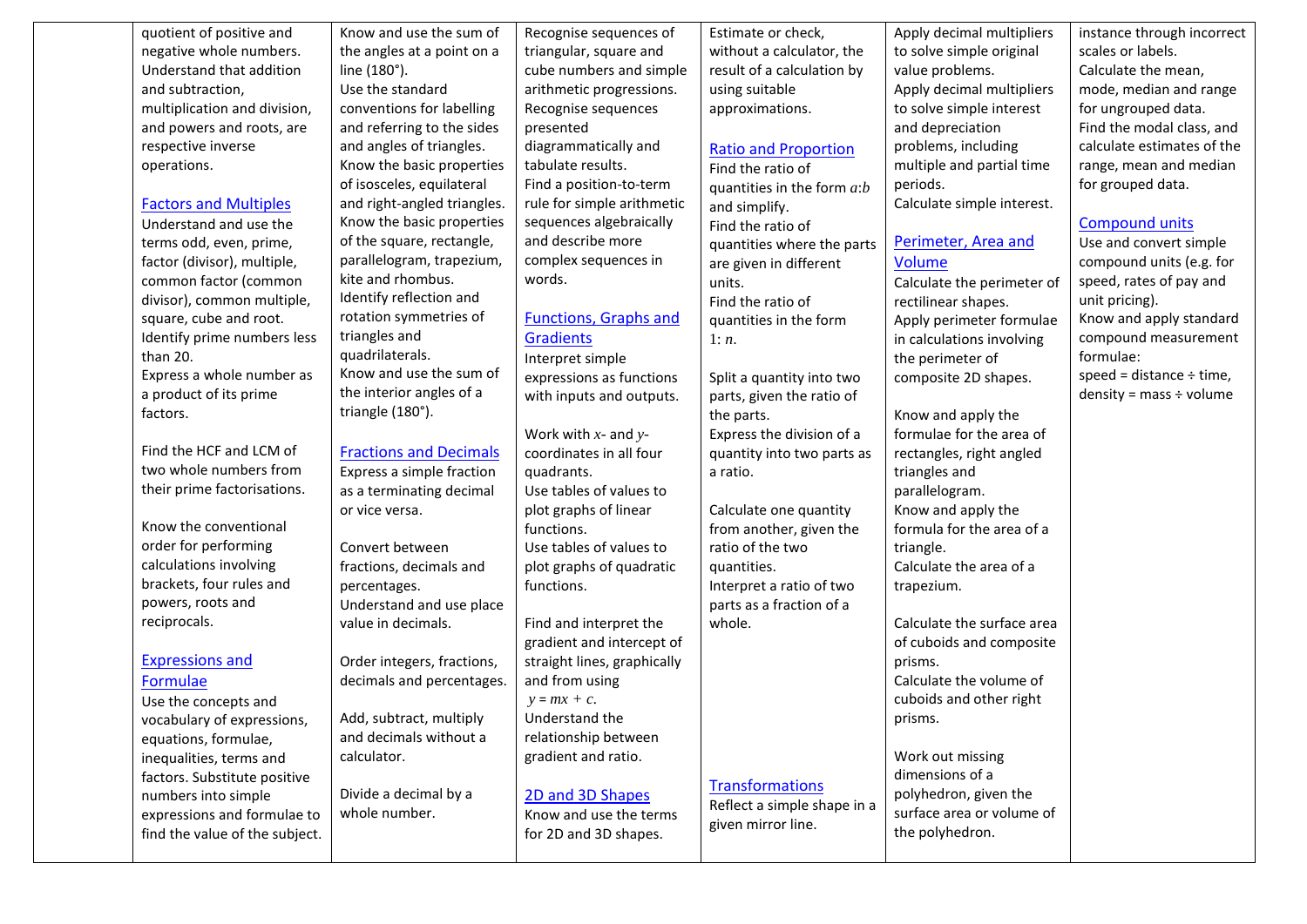| | | | | | | |
|---|---|---|---|---|---|---|
| | quotient of positive and negative whole numbers.<br>Understand that addition and subtraction, multiplication and division, and powers and roots, are respective inverse operations.<br><br>Factors and Multiples<br>Understand and use the terms odd, even, prime, factor (divisor), multiple, common factor (common divisor), common multiple, square, cube and root.<br>Identify prime numbers less than 20.<br>Express a whole number as a product of its prime factors.<br><br>Find the HCF and LCM of two whole numbers from their prime factorisations.<br><br>Know the conventional order for performing calculations involving brackets, four rules and powers, roots and reciprocals.<br><br>Expressions and Formulae<br>Use the concepts and vocabulary of expressions, equations, formulae, inequalities, terms and factors. Substitute positive numbers into simple expressions and formulae to find the value of the subject. | Know and use the sum of the angles at a point on a line (180°).<br>Use the standard conventions for labelling and referring to the sides and angles of triangles.<br>Know the basic properties of isosceles, equilateral and right-angled triangles.<br>Know the basic properties of the square, rectangle, parallelogram, trapezium, kite and rhombus.<br>Identify reflection and rotation symmetries of triangles and quadrilaterals.<br>Know and use the sum of the interior angles of a triangle (180°).<br><br>Fractions and Decimals<br>Express a simple fraction as a terminating decimal or vice versa.<br><br>Convert between fractions, decimals and percentages.<br>Understand and use place value in decimals.<br><br>Order integers, fractions, decimals and percentages.<br><br>Add, subtract, multiply and decimals without a calculator.<br><br>Divide a decimal by a whole number. | Recognise sequences of triangular, square and cube numbers and simple arithmetic progressions.<br>Recognise sequences presented diagrammatically and tabulate results.<br>Find a position-to-term rule for simple arithmetic sequences algebraically and describe more complex sequences in words.<br><br>Functions, Graphs and Gradients<br>Interpret simple expressions as functions with inputs and outputs.<br><br>Work with $x$- and $y$-coordinates in all four quadrants.<br>Use tables of values to plot graphs of linear functions.<br>Use tables of values to plot graphs of quadratic functions.<br><br>Find and interpret the gradient and intercept of straight lines, graphically and from using $y = mx + c$.<br>Understand the relationship between gradient and ratio.<br><br>2D and 3D Shapes<br>Know and use the terms for 2D and 3D shapes. | Estimate or check, without a calculator, the result of a calculation by using suitable approximations.<br><br>Ratio and Proportion<br>Find the ratio of quantities in the form $a$:$b$ and simplify.<br>Find the ratio of quantities where the parts are given in different units.<br>Find the ratio of quantities in the form 1: $n$.<br><br>Split a quantity into two parts, given the ratio of the parts.<br>Express the division of a quantity into two parts as a ratio.<br><br>Calculate one quantity from another, given the ratio of the two quantities.<br>Interpret a ratio of two parts as a fraction of a whole.<br><br>Transformations<br>Reflect a simple shape in a given mirror line. | Apply decimal multipliers to solve simple original value problems.<br>Apply decimal multipliers to solve simple interest and depreciation problems, including multiple and partial time periods.<br>Calculate simple interest.<br><br>Perimeter, Area and Volume<br>Calculate the perimeter of rectilinear shapes.<br>Apply perimeter formulae in calculations involving the perimeter of composite 2D shapes.<br><br>Know and apply the formulae for the area of rectangles, right angled triangles and parallelogram.<br>Know and apply the formula for the area of a triangle.<br>Calculate the area of a trapezium.<br><br>Calculate the surface area of cuboids and composite prisms.<br>Calculate the volume of cuboids and other right prisms.<br><br>Work out missing dimensions of a polyhedron, given the surface area or volume of the polyhedron. | instance through incorrect scales or labels.<br>Calculate the mean, mode, median and range for ungrouped data.<br>Find the modal class, and calculate estimates of the range, mean and median for grouped data.<br><br>Compound units<br>Use and convert simple compound units (e.g. for speed, rates of pay and unit pricing).<br>Know and apply standard compound measurement formulae:<br>speed = distance ÷ time,<br>density = mass ÷ volume |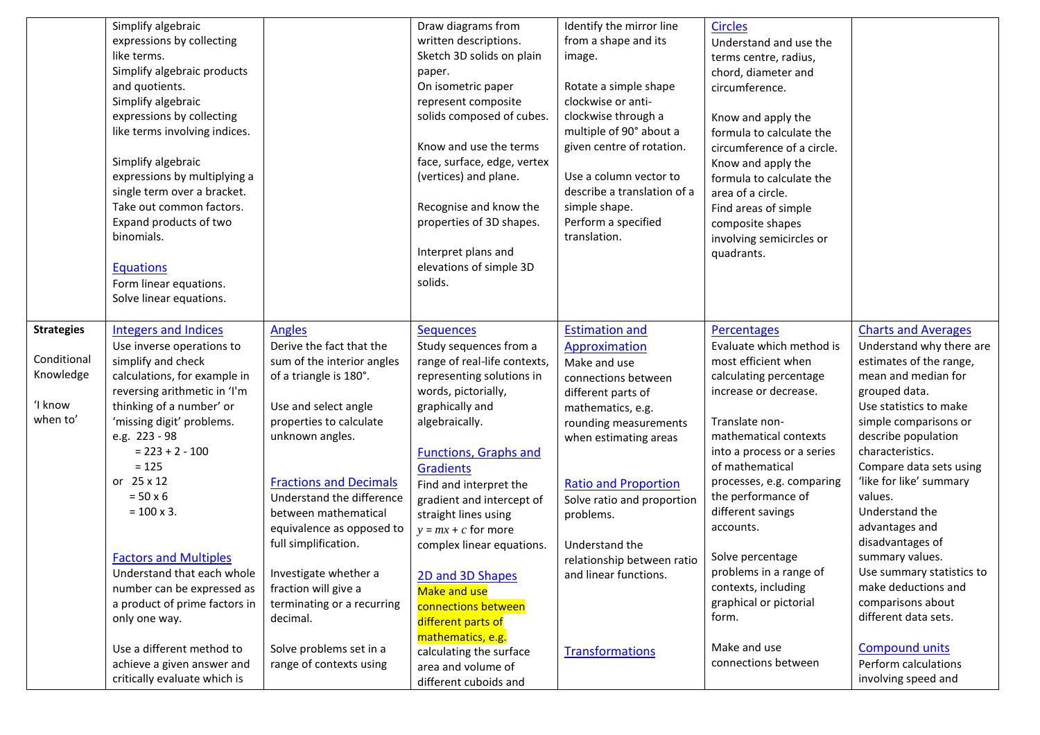| | | | | | | |
|---|---|---|---|---|---|---|
| | Simplify algebraic expressions by collecting like terms.<br>Simplify algebraic products and quotients.<br>Simplify algebraic expressions by collecting like terms involving indices.<br><br>Simplify algebraic expressions by multiplying a single term over a bracket.<br>Take out common factors.<br>Expand products of two binomials.<br><br>Equations<br>Form linear equations.<br>Solve linear equations. | | Draw diagrams from written descriptions.<br>Sketch 3D solids on plain paper.<br>On isometric paper represent composite solids composed of cubes.<br><br>Know and use the terms face, surface, edge, vertex (vertices) and plane.<br><br>Recognise and know the properties of 3D shapes.<br><br>Interpret plans and elevations of simple 3D solids. | Identify the mirror line from a shape and its image.<br><br>Rotate a simple shape clockwise or anti-clockwise through a multiple of 90° about a given centre of rotation.<br><br>Use a column vector to describe a translation of a simple shape.<br>Perform a specified translation. | Circles<br>Understand and use the terms centre, radius, chord, diameter and circumference.<br><br>Know and apply the formula to calculate the circumference of a circle.<br>Know and apply the formula to calculate the area of a circle.<br>Find areas of simple composite shapes involving semicircles or quadrants. | |
| **Strategies**<br><br>Conditional Knowledge<br><br>'I know when to' | Integers and Indices<br>Use inverse operations to simplify and check calculations, for example in reversing arithmetic in 'I'm thinking of a number' or 'missing digit' problems.<br>e.g. 223 - 98<br>= 223 + 2 - 100<br>= 125<br>or 25 x 12<br>= 50 x 6<br>= 100 x 3.<br><br>Factors and Multiples<br>Understand that each whole number can be expressed as a product of prime factors in only one way.<br><br>Use a different method to achieve a given answer and critically evaluate which is | Angles<br>Derive the fact that the sum of the interior angles of a triangle is 180°.<br><br>Use and select angle properties to calculate unknown angles.<br><br>Fractions and Decimals<br>Understand the difference between mathematical equivalence as opposed to full simplification.<br><br>Investigate whether a fraction will give a terminating or a recurring decimal.<br><br>Solve problems set in a range of contexts using | Sequences<br>Study sequences from a range of real-life contexts, representing solutions in words, pictorially, graphically and algebraically.<br><br>Functions, Graphs and Gradients<br>Find and interpret the gradient and intercept of straight lines using $y = mx + c$ for more complex linear equations.<br><br>2D and 3D Shapes<br>Make and use connections between different parts of mathematics, e.g. calculating the surface area and volume of different cuboids and | Estimation and Approximation<br>Make and use connections between different parts of mathematics, e.g. rounding measurements when estimating areas<br><br>Ratio and Proportion<br>Solve ratio and proportion problems.<br><br>Understand the relationship between ratio and linear functions.<br><br>Transformations | Percentages<br>Evaluate which method is most efficient when calculating percentage increase or decrease.<br><br>Translate non-mathematical contexts into a process or a series of mathematical processes, e.g. comparing the performance of different savings accounts.<br><br>Solve percentage problems in a range of contexts, including graphical or pictorial form.<br><br>Make and use connections between | Charts and Averages<br>Understand why there are estimates of the range, mean and median for grouped data.<br>Use statistics to make simple comparisons or describe population characteristics.<br>Compare data sets using 'like for like' summary values.<br>Understand the advantages and disadvantages of summary values.<br>Use summary statistics to make deductions and comparisons about different data sets.<br><br>Compound units<br>Perform calculations involving speed and |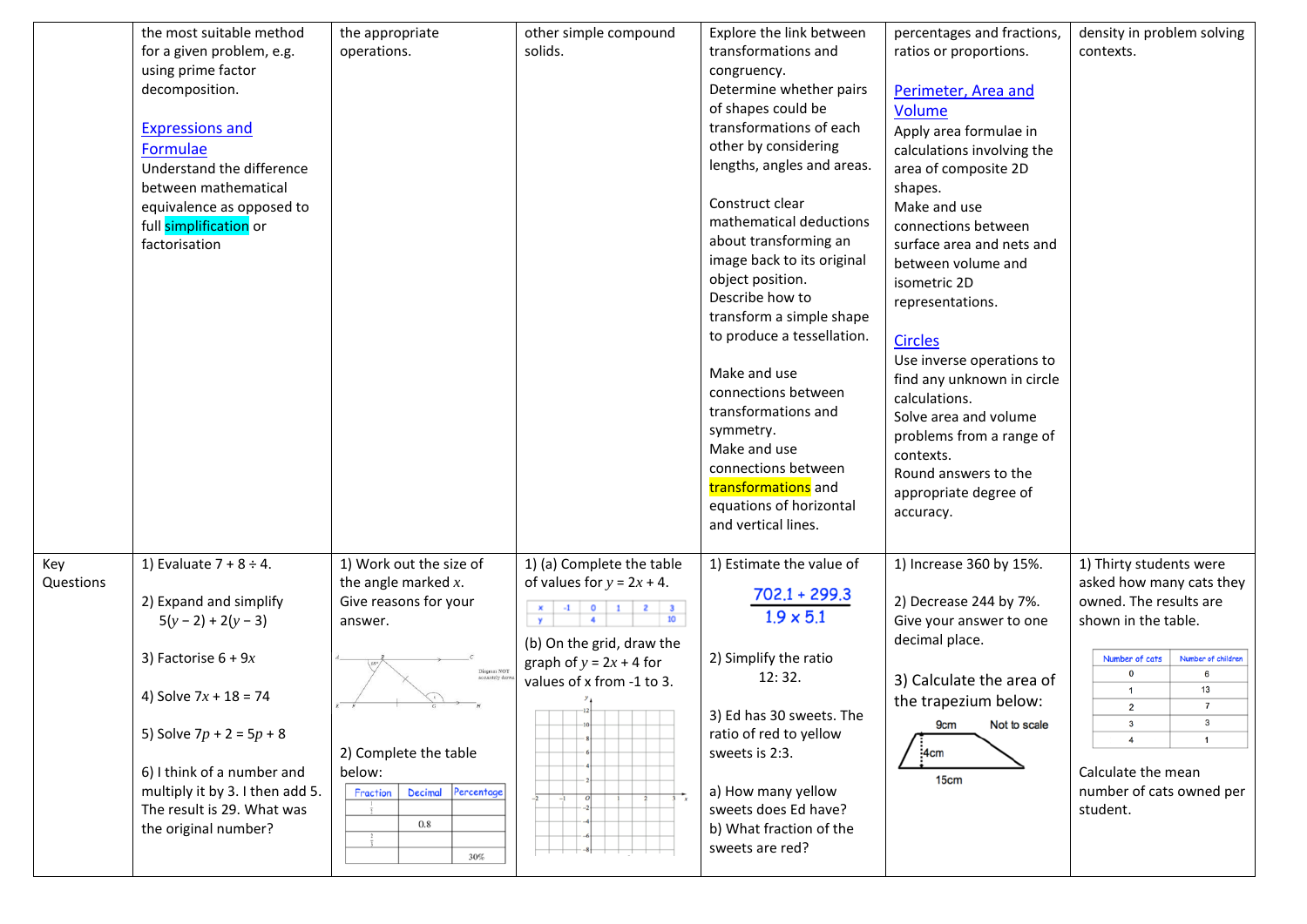| | | | | | | |
|---|---|---|---|---|---|---|
| | the most suitable method for a given problem, e.g. using prime factor decomposition.<br><br>Expressions and Formulae<br>Understand the difference between mathematical equivalence as opposed to full simplification or factorisation | the appropriate operations. | other simple compound solids. | Explore the link between transformations and congruency.<br>Determine whether pairs of shapes could be transformations of each other by considering lengths, angles and areas.<br><br>Construct clear mathematical deductions about transforming an image back to its original object position.<br>Describe how to transform a simple shape to produce a tessellation.<br><br>Make and use connections between transformations and symmetry.<br>Make and use connections between transformations and equations of horizontal and vertical lines. | percentages and fractions, ratios or proportions.<br><br>Perimeter, Area and Volume<br>Apply area formulae in calculations involving the area of composite 2D shapes.<br>Make and use connections between surface area and nets and between volume and isometric 2D representations.<br><br>Circles<br>Use inverse operations to find any unknown in circle calculations.<br>Solve area and volume problems from a range of contexts.<br>Round answers to the appropriate degree of accuracy. | density in problem solving contexts. |
| Key Questions | 1) Evaluate $7 + 8 \div 4$.<br><br>2) Expand and simplify $5(y - 2) + 2(y - 3)$<br><br>3) Factorise $6 + 9x$<br><br>4) Solve $7x + 18 = 74$<br><br>5) Solve $7p + 2 = 5p + 8$<br><br>6) I think of a number and multiply it by 3. I then add 5. The result is 29. What was the original number? | 1) Work out the size of the angle marked $x$. Give reasons for your answer.<br><br>Diagram NOT accurately drawn<br><br>2) Complete the table below:<br><br>Fraction / Decimal / Percentage<br>$\frac{1}{4}$ / / <br> / 0.8 / <br>$\frac{2}{5}$ / / <br> / / 30% | 1) (a) Complete the table of values for $y = 2x + 4$.<br><br>x: -1, 0, 1, 2, 3<br>y: , 4, , , 10<br><br>(b) On the grid, draw the graph of $y = 2x + 4$ for values of x from -1 to 3. | 1) Estimate the value of<br><br>$$\frac{702.1 + 299.3}{1.9 \times 5.1}$$<br><br>2) Simplify the ratio 12: 32.<br><br>3) Ed has 30 sweets. The ratio of red to yellow sweets is 2:3.<br><br>a) How many yellow sweets does Ed have?<br>b) What fraction of the sweets are red? | 1) Increase 360 by 15%.<br><br>2) Decrease 244 by 7%. Give your answer to one decimal place.<br><br>3) Calculate the area of the trapezium below:<br><br>9cm, 4cm, 15cm — Not to scale | 1) Thirty students were asked how many cats they owned. The results are shown in the table.<br><br>Number of cats / Number of children<br>0 / 6<br>1 / 13<br>2 / 7<br>3 / 3<br>4 / 1<br><br>Calculate the mean number of cats owned per student. |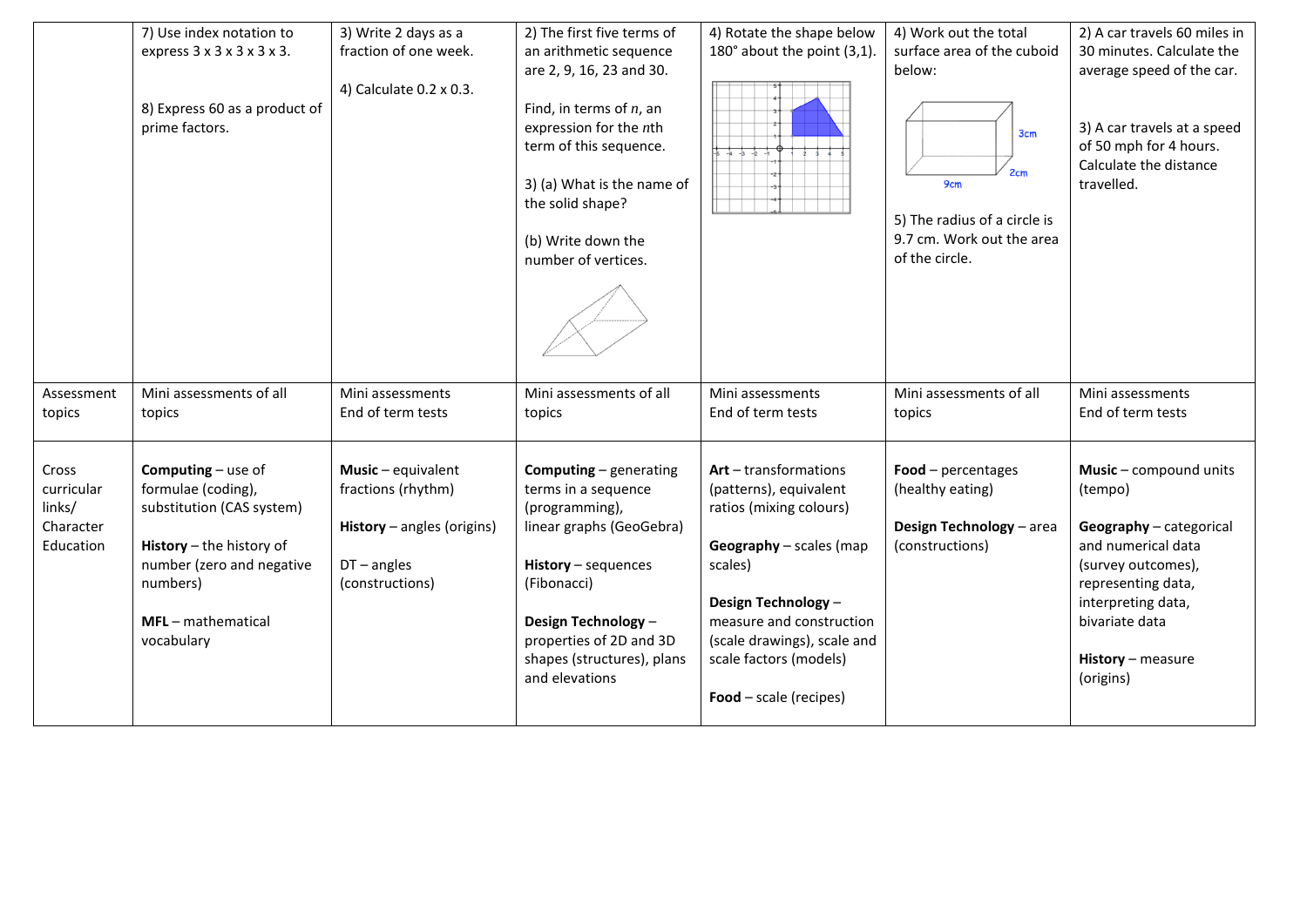| | | | | | | |
|---|---|---|---|---|---|---|
| | 7) Use index notation to express 3 x 3 x 3 x 3 x 3.<br><br>8) Express 60 as a product of prime factors. | 3) Write 2 days as a fraction of one week.<br><br>4) Calculate 0.2 x 0.3. | 2) The first five terms of an arithmetic sequence are 2, 9, 16, 23 and 30.<br><br>Find, in terms of *n*, an expression for the *n*th term of this sequence.<br><br>3) (a) What is the name of the solid shape?<br><br>(b) Write down the number of vertices. | 4) Rotate the shape below 180° about the point (3,1). | 4) Work out the total surface area of the cuboid below:<br><br>3cm<br>2cm<br>9cm<br><br>5) The radius of a circle is 9.7 cm. Work out the area of the circle. | 2) A car travels 60 miles in 30 minutes. Calculate the average speed of the car.<br><br>3) A car travels at a speed of 50 mph for 4 hours. Calculate the distance travelled. |
| Assessment topics | Mini assessments of all topics | Mini assessments<br>End of term tests | Mini assessments of all topics | Mini assessments<br>End of term tests | Mini assessments of all topics | Mini assessments<br>End of term tests |
| Cross curricular links/ Character Education | **Computing** – use of formulae (coding), substitution (CAS system)<br><br>**History** – the history of number (zero and negative numbers)<br><br>**MFL** – mathematical vocabulary | **Music** – equivalent fractions (rhythm)<br><br>**History** – angles (origins)<br><br>DT – angles (constructions) | **Computing** – generating terms in a sequence (programming), linear graphs (GeoGebra)<br><br>**History** – sequences (Fibonacci)<br><br>**Design Technology** – properties of 2D and 3D shapes (structures), plans and elevations | **Art** – transformations (patterns), equivalent ratios (mixing colours)<br><br>**Geography** – scales (map scales)<br><br>**Design Technology** – measure and construction (scale drawings), scale and scale factors (models)<br><br>**Food** – scale (recipes) | **Food** – percentages (healthy eating)<br><br>**Design Technology** – area (constructions) | **Music** – compound units (tempo)<br><br>**Geography** – categorical and numerical data (survey outcomes), representing data, interpreting data, bivariate data<br><br>**History** – measure (origins) |